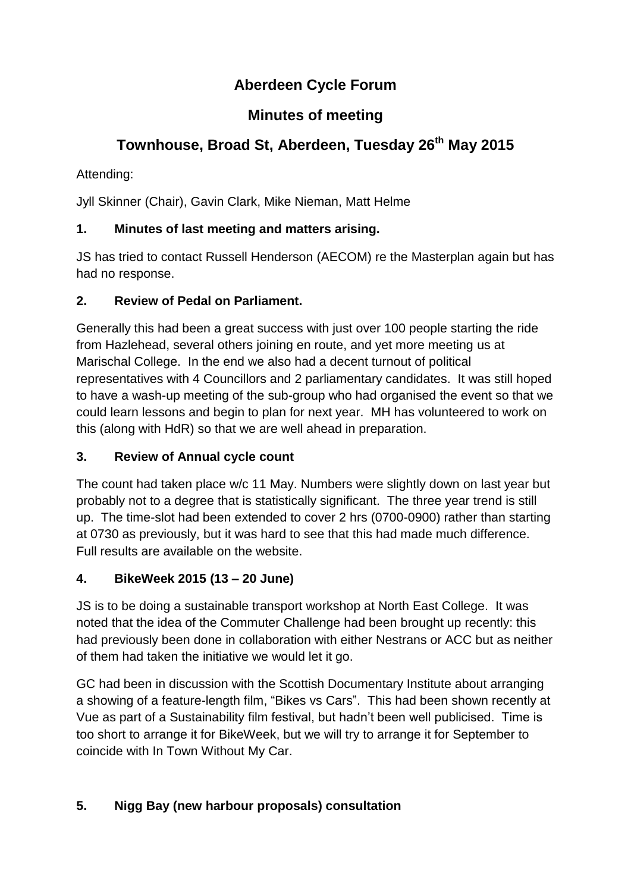# Aberdeen Cycle Forum

## Minutes of meeting

## Townhouse, Broad St, Aberdeen, Tuesday 26th May 2015

Attending:

Jyll Skinner (Chair), Gavin Clark, Mike Nieman, Matt Helme

### 1. Minutes of last meeting and matters arising.

JS has tried to contact Russell Henderson (AECOM) re the Masterplan again but has had no response.

### 2. Review of Pedal on Parliament.

Generally this had been a great success with just over 100 people starting the ride from Hazlehead, several others joining en route, and yet more meeting us at Marischal College. In the end we also had a decent turnout of political representatives with 4 Councillors and 2 parliamentary candidates. It was still hoped to have a wash-up meeting of the sub-group who had organised the event so that we could learn lessons and begin to plan for next year. MH has volunteered to work on this (along with HdR) so that we are well ahead in preparation.

### 3. Review of Annual cycle count

The count had taken place w/c 11 May. Numbers were slightly down on last year but probably not to a degree that is statistically significant. The three year trend is still up. The time-slot had been extended to cover 2 hrs (0700-0900) rather than starting at 0730 as previously, but it was hard to see that this had made much difference. Full results are available on the website.

### 4. BikeWeek 2015 (13 – 20 June)

JS is to be doing a sustainable transport workshop at North East College. It was noted that the idea of the Commuter Challenge had been brought up recently: this had previously been done in collaboration with either Nestrans or ACC but as neither of them had taken the initiative we would let it go.

GC had been in discussion with the Scottish Documentary Institute about arranging a showing of a feature-length film, "Bikes vs Cars". This had been shown recently at Vue as part of a Sustainability film festival, but hadn't been well publicised. Time is too short to arrange it for BikeWeek, but we will try to arrange it for September to coincide with In Town Without My Car.

### 5. Nigg Bay (new harbour proposals) consultation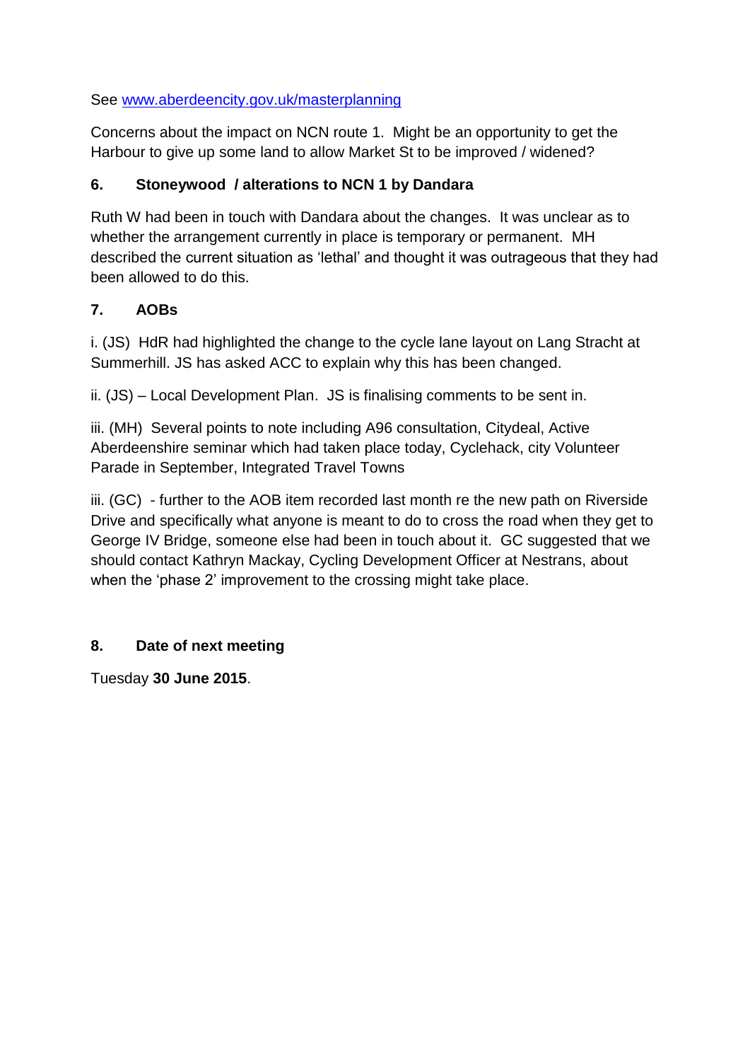See [www.aberdeencity.gov.uk/masterplanning](www.aberdeencity.gov.uk/masterplanning)

Concerns about the impact on NCN route 1. Might be an opportunity to get the Harbour to give up some land to allow Market St to be improved / widened?

### 6. Stoneywood / alterations to NCN 1 by Dandara

Ruth W had been in touch with Dandara about the changes. It was unclear as to whether the arrangement currently in place is temporary or permanent. MH described the current situation as 'lethal' and thought it was outrageous that they had been allowed to do this.

### 7. AOBs

i. (JS) HdR had highlighted the change to the cycle lane layout on Lang Stracht at Summerhill. JS has asked ACC to explain why this has been changed.

ii. (JS) – Local Development Plan. JS is finalising comments to be sent in.

iii. (MH) Several points to note including A96 consultation, Citydeal, Active Aberdeenshire seminar which had taken place today, Cyclehack, city Volunteer Parade in September, Integrated Travel Towns

iii. (GC) - further to the AOB item recorded last month re the new path on Riverside Drive and specifically what anyone is meant to do to cross the road when they get to George IV Bridge, someone else had been in touch about it. GC suggested that we should contact Kathryn Mackay, Cycling Development Officer at Nestrans, about when the 'phase 2' improvement to the crossing might take place.

### 8. Date of next meeting

Tuesday **30 June 2015**.